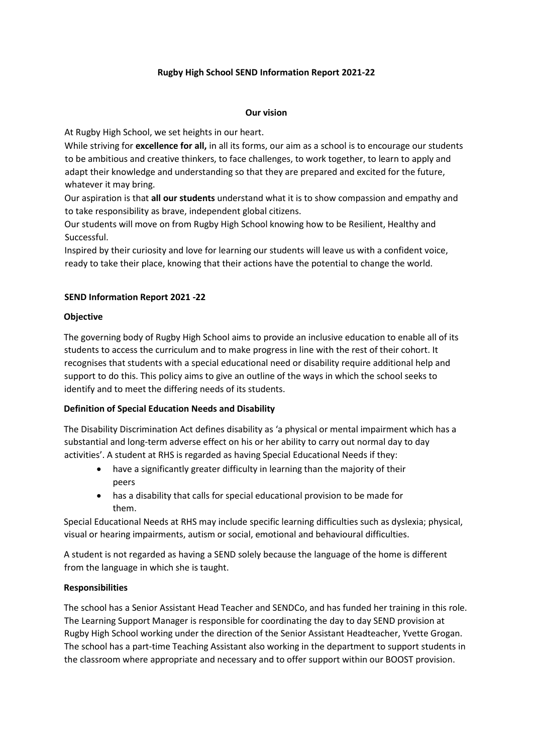# Rugby High School SEND Information Report 2021-22

## Our vision

At Rugby High School, we set heights in our heart.

While striving for **excellence for all,** in all its forms, our aim as a school is to encourage our students to be ambitious and creative thinkers, to face challenges, to work together, to learn to apply and adapt their knowledge and understanding so that they are prepared and excited for the future, whatever it may bring.

Our aspiration is that **all our students** understand what it is to show compassion and empathy and to take responsibility as brave, independent global citizens.

Our students will move on from Rugby High School knowing how to be Resilient, Healthy and Successful.

Inspired by their curiosity and love for learning our students will leave us with a confident voice, ready to take their place, knowing that their actions have the potential to change the world.

## SEND Information Report 2021 -22

### Objective

The governing body of Rugby High School aims to provide an inclusive education to enable all of its students to access the curriculum and to make progress in line with the rest of their cohort. It recognises that students with a special educational need or disability require additional help and support to do this. This policy aims to give an outline of the ways in which the school seeks to identify and to meet the differing needs of its students.

### Definition of Special Education Needs and Disability

The Disability Discrimination Act defines disability as 'a physical or mental impairment which has a substantial and long-term adverse effect on his or her ability to carry out normal day to day activities'. A student at RHS is regarded as having Special Educational Needs if they:

- have a significantly greater difficulty in learning than the majority of their peers
- has a disability that calls for special educational provision to be made for them.

Special Educational Needs at RHS may include specific learning difficulties such as dyslexia; physical, visual or hearing impairments, autism or social, emotional and behavioural difficulties.

A student is not regarded as having a SEND solely because the language of the home is different from the language in which she is taught.

### Responsibilities

The school has a Senior Assistant Head Teacher and SENDCo, and has funded her training in this role. The Learning Support Manager is responsible for coordinating the day to day SEND provision at Rugby High School working under the direction of the Senior Assistant Headteacher, Yvette Grogan. The school has a part-time Teaching Assistant also working in the department to support students in the classroom where appropriate and necessary and to offer support within our BOOST provision.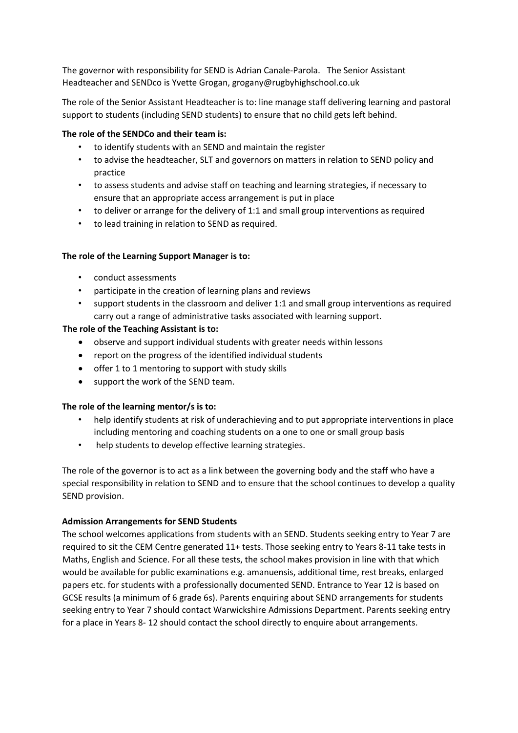The governor with responsibility for SEND is Adrian Canale-Parola. The Senior Assistant Headteacher and SENDco is Yvette Grogan, grogany@rugbyhighschool.co.uk

The role of the Senior Assistant Headteacher is to: line manage staff delivering learning and pastoral support to students (including SEND students) to ensure that no child gets left behind.

**The role of the SENDCo and their team is:**

- to identify students with an SEND and maintain the register
- to advise the headteacher, SLT and governors on matters in relation to SEND policy and practice
- to assess students and advise staff on teaching and learning strategies, if necessary to ensure that an appropriate access arrangement is put in place
- to deliver or arrange for the delivery of 1:1 and small group interventions as required
- to lead training in relation to SEND as required.

**The role of the Learning Support Manager is to:**

- conduct assessments
- participate in the creation of learning plans and reviews
- support students in the classroom and deliver 1:1 and small group interventions as required carry out a range of administrative tasks associated with learning support.

**The role of the Teaching Assistant is to:**

- observe and support individual students with greater needs within lessons
- report on the progress of the identified individual students
- offer 1 to 1 mentoring to support with study skills
- support the work of the SEND team.

**The role of the learning mentor/s is to:**

- help identify students at risk of underachieving and to put appropriate interventions in place including mentoring and coaching students on a one to one or small group basis
- help students to develop effective learning strategies.

The role of the governor is to act as a link between the governing body and the staff who have a special responsibility in relation to SEND and to ensure that the school continues to develop a quality SEND provision.

**Admission Arrangements for SEND Students**

The school welcomes applications from students with an SEND. Students seeking entry to Year 7 are required to sit the CEM Centre generated 11+ tests. Those seeking entry to Years 8-11 take tests in Maths, English and Science. For all these tests, the school makes provision in line with that which would be available for public examinations e.g. amanuensis, additional time, rest breaks, enlarged papers etc. for students with a professionally documented SEND. Entrance to Year 12 is based on GCSE results (a minimum of 6 grade 6s). Parents enquiring about SEND arrangements for students seeking entry to Year 7 should contact Warwickshire Admissions Department. Parents seeking entry for a place in Years 8- 12 should contact the school directly to enquire about arrangements.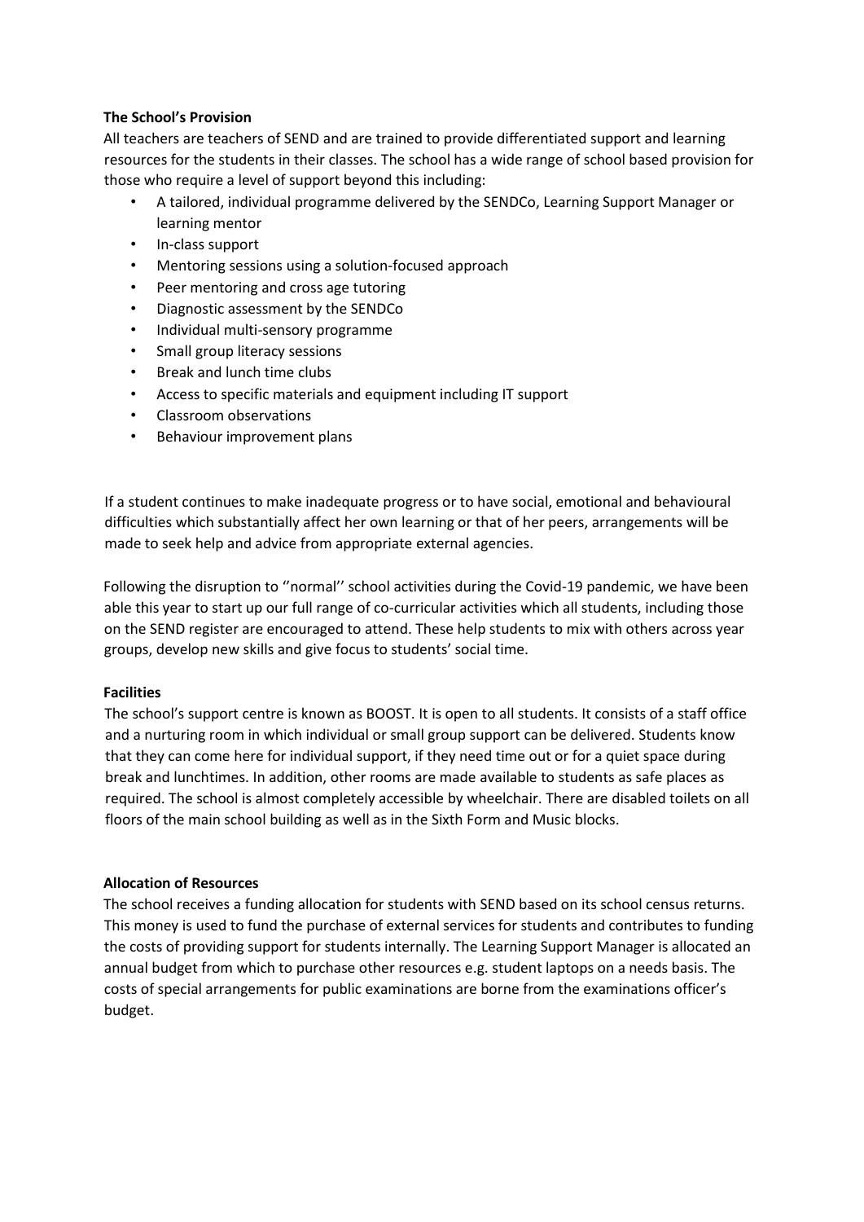**The School's Provision**

All teachers are teachers of SEND and are trained to provide differentiated support and learning resources for the students in their classes. The school has a wide range of school based provision for those who require a level of support beyond this including:

- A tailored, individual programme delivered by the SENDCo, Learning Support Manager or learning mentor
- In-class support
- Mentoring sessions using a solution-focused approach
- Peer mentoring and cross age tutoring
- Diagnostic assessment by the SENDCo
- Individual multi-sensory programme
- Small group literacy sessions
- Break and lunch time clubs
- Access to specific materials and equipment including IT support
- Classroom observations
- Behaviour improvement plans

If a student continues to make inadequate progress or to have social, emotional and behavioural difficulties which substantially affect her own learning or that of her peers, arrangements will be made to seek help and advice from appropriate external agencies.

Following the disruption to ''normal'' school activities during the Covid-19 pandemic, we have been able this year to start up our full range of co-curricular activities which all students, including those on the SEND register are encouraged to attend. These help students to mix with others across year groups, develop new skills and give focus to students' social time.

**Facilities**

The school's support centre is known as BOOST. It is open to all students. It consists of a staff office and a nurturing room in which individual or small group support can be delivered. Students know that they can come here for individual support, if they need time out or for a quiet space during break and lunchtimes. In addition, other rooms are made available to students as safe places as required. The school is almost completely accessible by wheelchair. There are disabled toilets on all floors of the main school building as well as in the Sixth Form and Music blocks.

**Allocation of Resources**

The school receives a funding allocation for students with SEND based on its school census returns. This money is used to fund the purchase of external services for students and contributes to funding the costs of providing support for students internally. The Learning Support Manager is allocated an annual budget from which to purchase other resources e.g. student laptops on a needs basis. The costs of special arrangements for public examinations are borne from the examinations officer's budget.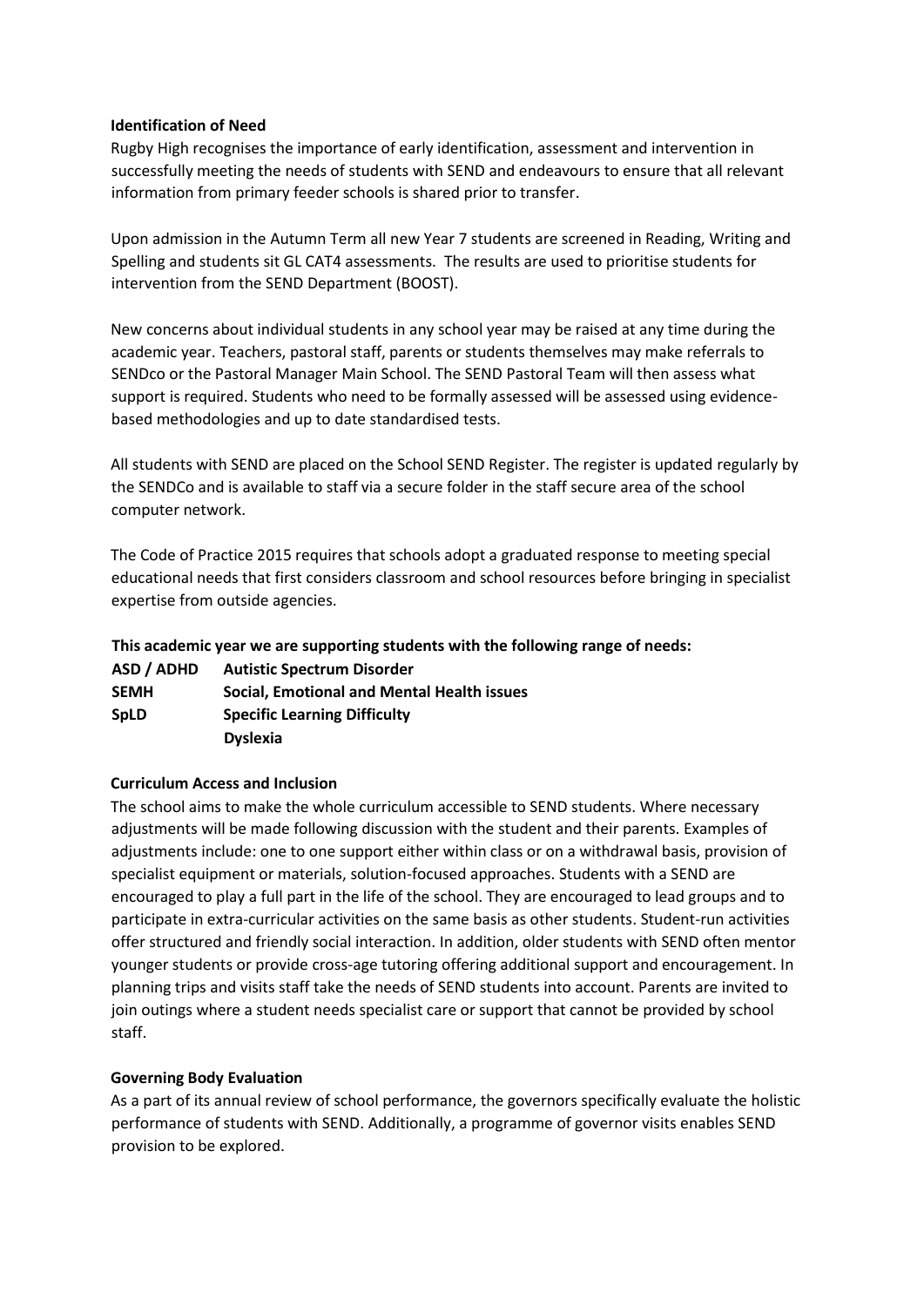**Identification of Need**

Rugby High recognises the importance of early identification, assessment and intervention in successfully meeting the needs of students with SEND and endeavours to ensure that all relevant information from primary feeder schools is shared prior to transfer.

Upon admission in the Autumn Term all new Year 7 students are screened in Reading, Writing and Spelling and students sit GL CAT4 assessments. The results are used to prioritise students for intervention from the SEND Department (BOOST).

New concerns about individual students in any school year may be raised at any time during the academic year. Teachers, pastoral staff, parents or students themselves may make referrals to SENDco or the Pastoral Manager Main School. The SEND Pastoral Team will then assess what support is required. Students who need to be formally assessed will be assessed using evidence-based methodologies and up to date standardised tests.

All students with SEND are placed on the School SEND Register. The register is updated regularly by the SENDCo and is available to staff via a secure folder in the staff secure area of the school computer network.

The Code of Practice 2015 requires that schools adopt a graduated response to meeting special educational needs that first considers classroom and school resources before bringing in specialist expertise from outside agencies.

**This academic year we are supporting students with the following range of needs:**

| | |
|---|---|
| **ASD / ADHD** | **Autistic Spectrum Disorder** |
| **SEMH** | **Social, Emotional and Mental Health issues** |
| **SpLD** | **Specific Learning Difficulty** |
| | **Dyslexia** |

**Curriculum Access and Inclusion**

The school aims to make the whole curriculum accessible to SEND students. Where necessary adjustments will be made following discussion with the student and their parents. Examples of adjustments include: one to one support either within class or on a withdrawal basis, provision of specialist equipment or materials, solution-focused approaches. Students with a SEND are encouraged to play a full part in the life of the school. They are encouraged to lead groups and to participate in extra-curricular activities on the same basis as other students. Student-run activities offer structured and friendly social interaction. In addition, older students with SEND often mentor younger students or provide cross-age tutoring offering additional support and encouragement. In planning trips and visits staff take the needs of SEND students into account. Parents are invited to join outings where a student needs specialist care or support that cannot be provided by school staff.

**Governing Body Evaluation**

As a part of its annual review of school performance, the governors specifically evaluate the holistic performance of students with SEND. Additionally, a programme of governor visits enables SEND provision to be explored.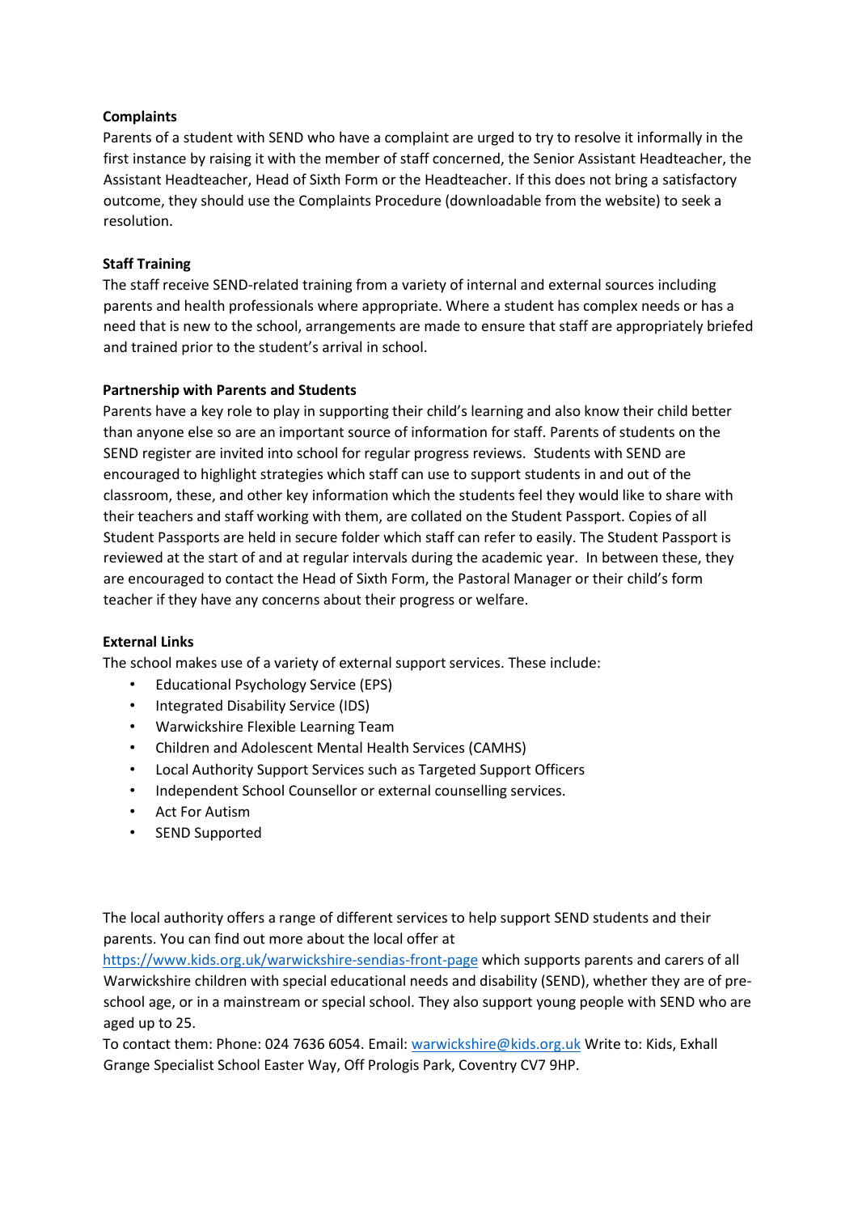**Complaints**

Parents of a student with SEND who have a complaint are urged to try to resolve it informally in the first instance by raising it with the member of staff concerned, the Senior Assistant Headteacher, the Assistant Headteacher, Head of Sixth Form or the Headteacher. If this does not bring a satisfactory outcome, they should use the Complaints Procedure (downloadable from the website) to seek a resolution.

**Staff Training**

The staff receive SEND-related training from a variety of internal and external sources including parents and health professionals where appropriate. Where a student has complex needs or has a need that is new to the school, arrangements are made to ensure that staff are appropriately briefed and trained prior to the student's arrival in school.

**Partnership with Parents and Students**

Parents have a key role to play in supporting their child's learning and also know their child better than anyone else so are an important source of information for staff. Parents of students on the SEND register are invited into school for regular progress reviews. Students with SEND are encouraged to highlight strategies which staff can use to support students in and out of the classroom, these, and other key information which the students feel they would like to share with their teachers and staff working with them, are collated on the Student Passport. Copies of all Student Passports are held in secure folder which staff can refer to easily. The Student Passport is reviewed at the start of and at regular intervals during the academic year. In between these, they are encouraged to contact the Head of Sixth Form, the Pastoral Manager or their child's form teacher if they have any concerns about their progress or welfare.

**External Links**

The school makes use of a variety of external support services. These include:

- Educational Psychology Service (EPS)
- Integrated Disability Service (IDS)
- Warwickshire Flexible Learning Team
- Children and Adolescent Mental Health Services (CAMHS)
- Local Authority Support Services such as Targeted Support Officers
- Independent School Counsellor or external counselling services.
- Act For Autism
- SEND Supported

The local authority offers a range of different services to help support SEND students and their parents. You can find out more about the local offer at https://www.kids.org.uk/warwickshire-sendias-front-page which supports parents and carers of all Warwickshire children with special educational needs and disability (SEND), whether they are of pre-school age, or in a mainstream or special school. They also support young people with SEND who are aged up to 25.

To contact them: Phone: 024 7636 6054. Email: warwickshire@kids.org.uk Write to: Kids, Exhall Grange Specialist School Easter Way, Off Prologis Park, Coventry CV7 9HP.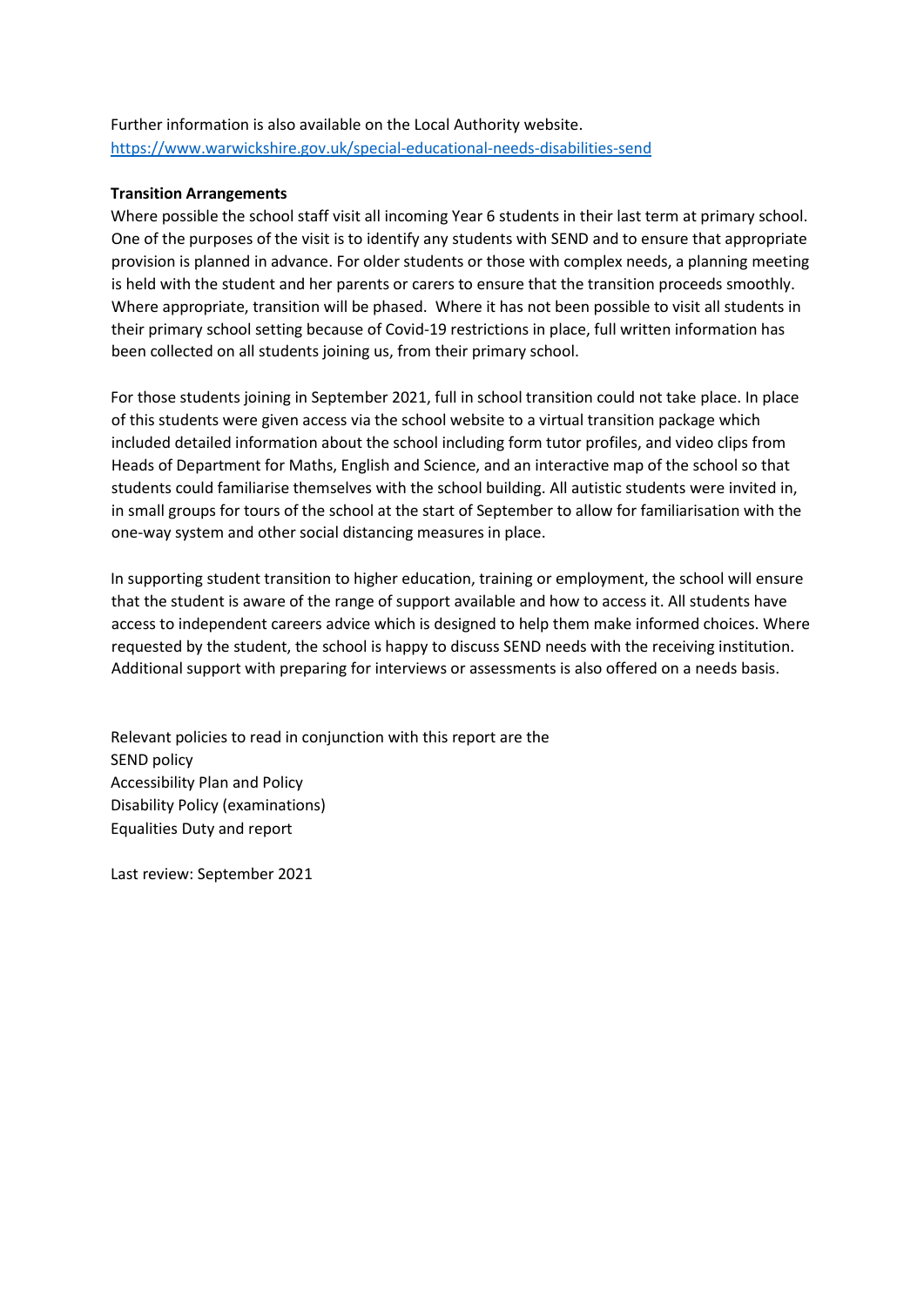Further information is also available on the Local Authority website.
https://www.warwickshire.gov.uk/special-educational-needs-disabilities-send

**Transition Arrangements**

Where possible the school staff visit all incoming Year 6 students in their last term at primary school. One of the purposes of the visit is to identify any students with SEND and to ensure that appropriate provision is planned in advance. For older students or those with complex needs, a planning meeting is held with the student and her parents or carers to ensure that the transition proceeds smoothly. Where appropriate, transition will be phased. Where it has not been possible to visit all students in their primary school setting because of Covid-19 restrictions in place, full written information has been collected on all students joining us, from their primary school.

For those students joining in September 2021, full in school transition could not take place. In place of this students were given access via the school website to a virtual transition package which included detailed information about the school including form tutor profiles, and video clips from Heads of Department for Maths, English and Science, and an interactive map of the school so that students could familiarise themselves with the school building. All autistic students were invited in, in small groups for tours of the school at the start of September to allow for familiarisation with the one-way system and other social distancing measures in place.

In supporting student transition to higher education, training or employment, the school will ensure that the student is aware of the range of support available and how to access it. All students have access to independent careers advice which is designed to help them make informed choices. Where requested by the student, the school is happy to discuss SEND needs with the receiving institution. Additional support with preparing for interviews or assessments is also offered on a needs basis.

Relevant policies to read in conjunction with this report are the
SEND policy
Accessibility Plan and Policy
Disability Policy (examinations)
Equalities Duty and report

Last review: September 2021